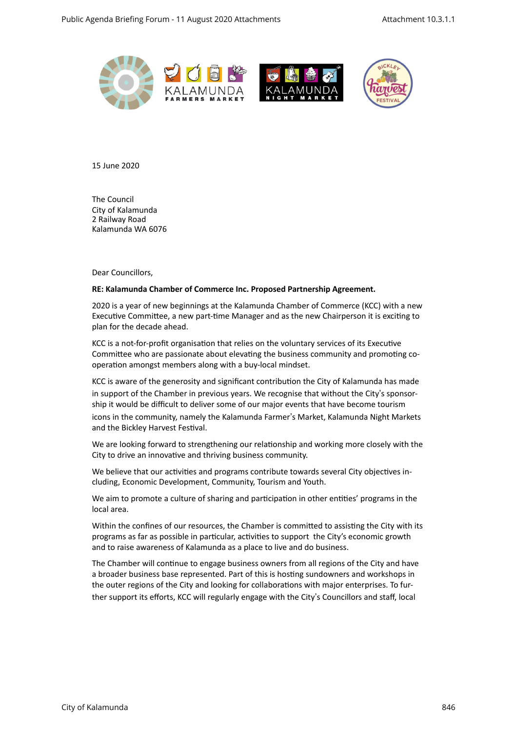15 June 2020

The Council
City of Kalamunda
2 Railway Road
Kalamunda WA 6076

Dear Councillors,

**RE: Kalamunda Chamber of Commerce Inc. Proposed Partnership Agreement.**

2020 is a year of new beginnings at the Kalamunda Chamber of Commerce (KCC) with a new Executive Committee, a new part-time Manager and as the new Chairperson it is exciting to plan for the decade ahead.

KCC is a not-for-profit organisation that relies on the voluntary services of its Executive Committee who are passionate about elevating the business community and promoting co-operation amongst members along with a buy-local mindset.

KCC is aware of the generosity and significant contribution the City of Kalamunda has made in support of the Chamber in previous years. We recognise that without the City's sponsorship it would be difficult to deliver some of our major events that have become tourism icons in the community, namely the Kalamunda Farmer's Market, Kalamunda Night Markets and the Bickley Harvest Festival.

We are looking forward to strengthening our relationship and working more closely with the City to drive an innovative and thriving business community.

We believe that our activities and programs contribute towards several City objectives including, Economic Development, Community, Tourism and Youth.

We aim to promote a culture of sharing and participation in other entities' programs in the local area.

Within the confines of our resources, the Chamber is committed to assisting the City with its programs as far as possible in particular, activities to support the City's economic growth and to raise awareness of Kalamunda as a place to live and do business.

The Chamber will continue to engage business owners from all regions of the City and have a broader business base represented. Part of this is hosting sundowners and workshops in the outer regions of the City and looking for collaborations with major enterprises. To further support its efforts, KCC will regularly engage with the City's Councillors and staff, local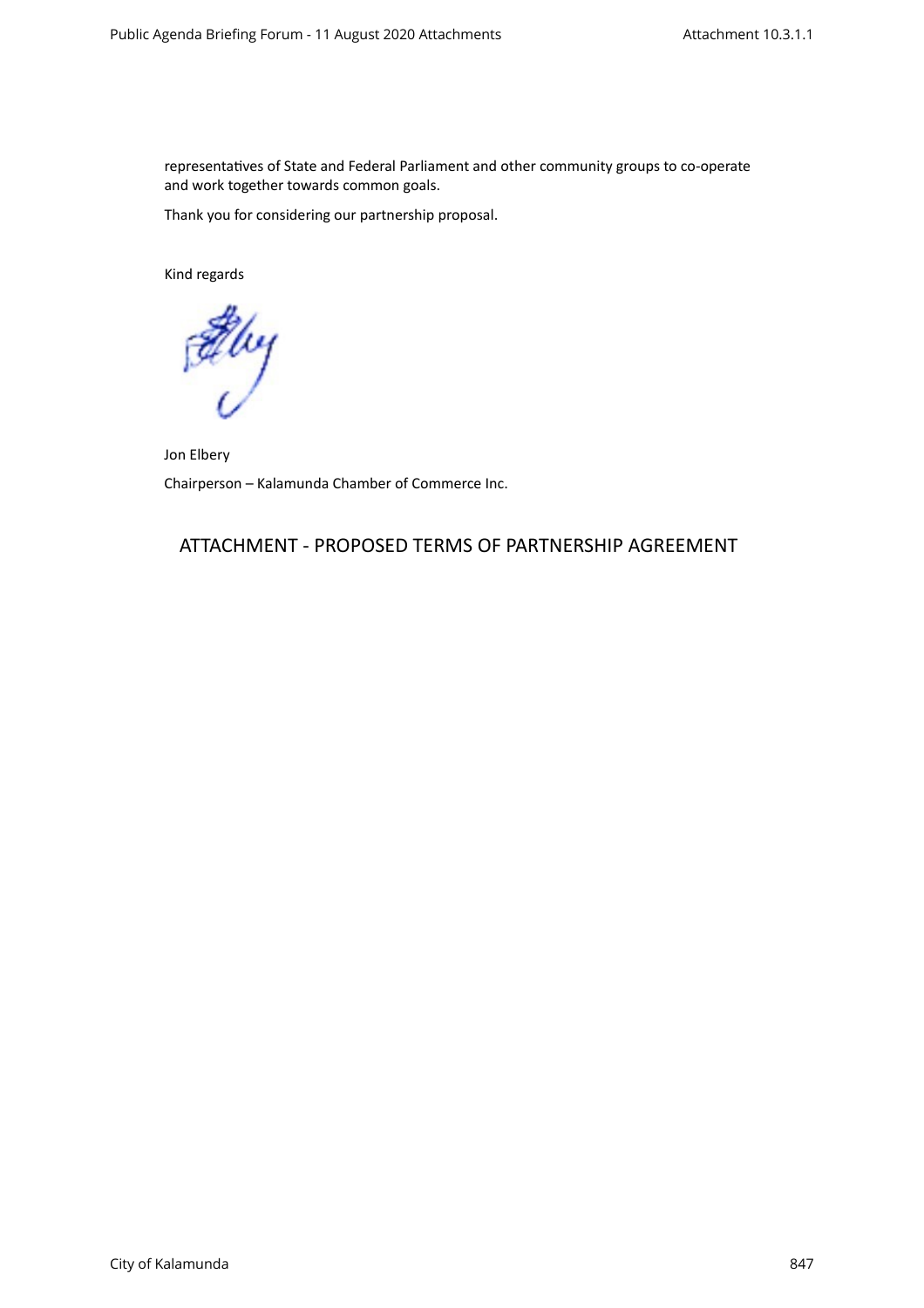representatives of State and Federal Parliament and other community groups to co-operate and work together towards common goals.

Thank you for considering our partnership proposal.

Kind regards

Jon Elbery

Chairperson – Kalamunda Chamber of Commerce Inc.

## ATTACHMENT - PROPOSED TERMS OF PARTNERSHIP AGREEMENT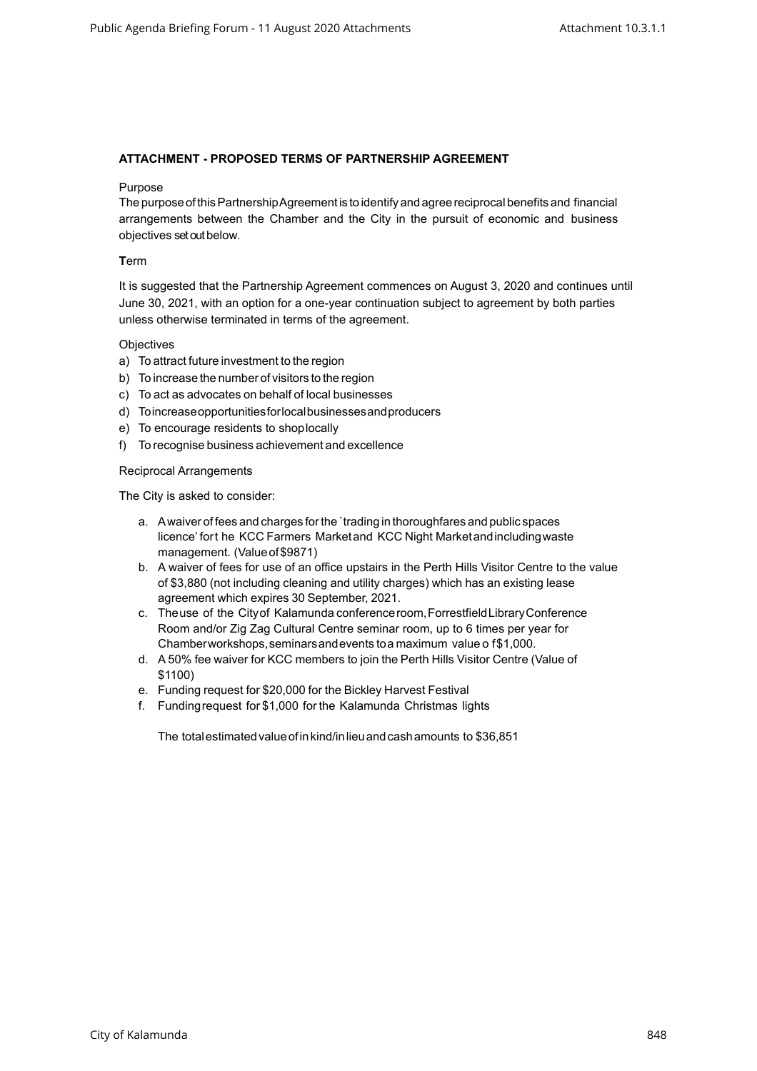**ATTACHMENT - PROPOSED TERMS OF PARTNERSHIP AGREEMENT**

Purpose

The purpose of this Partnership Agreement is to identify and agree reciprocal benefits and financial arrangements between the Chamber and the City in the pursuit of economic and business objectives set out below.

**T**erm

It is suggested that the Partnership Agreement commences on August 3, 2020 and continues until June 30, 2021, with an option for a one-year continuation subject to agreement by both parties unless otherwise terminated in terms of the agreement.

Objectives

a) To attract future investment to the region
b) To increase the number of visitors to the region
c) To act as advocates on behalf of local businesses
d) To increase opportunities for local businesses and producers
e) To encourage residents to shop locally
f) To recognise business achievement and excellence

Reciprocal Arrangements

The City is asked to consider:

a. A waiver of fees and charges for the `trading in thoroughfares and public spaces licence' for the KCC Farmers Market and KCC Night Market and including waste management. (Value of $9871)
b. A waiver of fees for use of an office upstairs in the Perth Hills Visitor Centre to the value of $3,880 (not including cleaning and utility charges) which has an existing lease agreement which expires 30 September, 2021.
c. The use of the City of Kalamunda conference room, Forrestfield Library Conference Room and/or Zig Zag Cultural Centre seminar room, up to 6 times per year for Chamber workshops, seminars and events to a maximum value of $1,000.
d. A 50% fee waiver for KCC members to join the Perth Hills Visitor Centre (Value of $1100)
e. Funding request for $20,000 for the Bickley Harvest Festival
f. Funding request for $1,000 for the Kalamunda Christmas lights

The total estimated value of in kind/in lieu and cash amounts to $36,851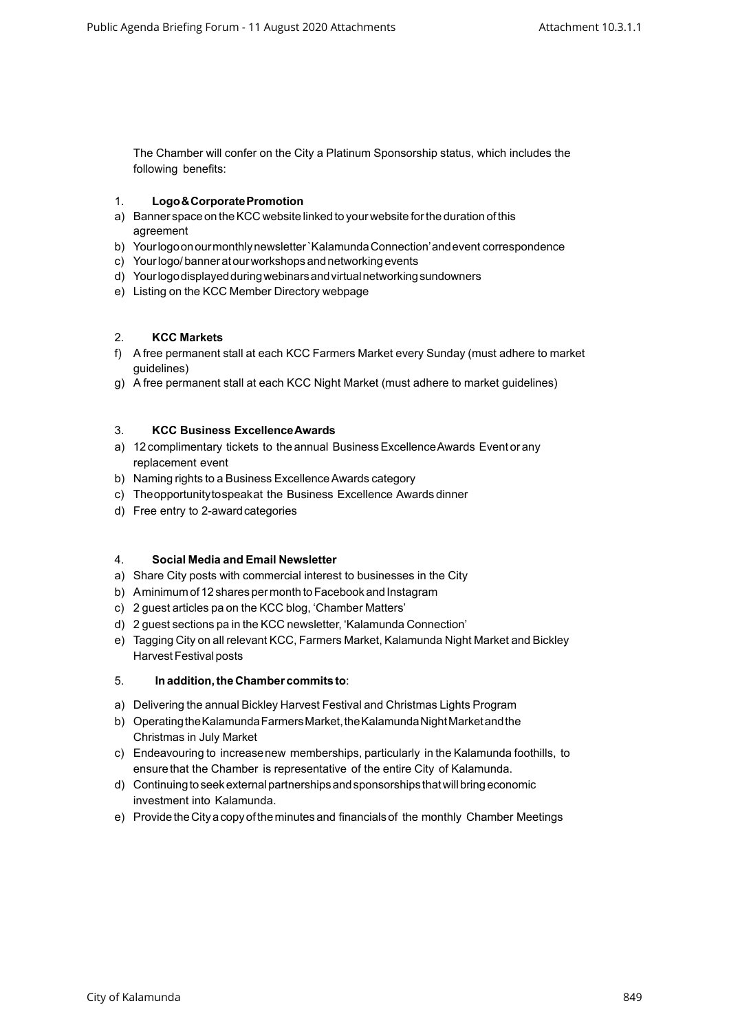The Chamber will confer on the City a Platinum Sponsorship status, which includes the following benefits:

1. **Logo & Corporate Promotion**

a) Banner space on the KCC website linked to your website for the duration of this agreement
b) Your logo on our monthly newsletter `Kalamunda Connection' and event correspondence
c) Your logo/ banner at our workshops and networking events
d) Your logo displayed during webinars and virtual networking sundowners
e) Listing on the KCC Member Directory webpage

2. **KCC Markets**

f) A free permanent stall at each KCC Farmers Market every Sunday (must adhere to market guidelines)
g) A free permanent stall at each KCC Night Market (must adhere to market guidelines)

3. **KCC Business Excellence Awards**

a) 12 complimentary tickets to the annual Business Excellence Awards Event or any replacement event
b) Naming rights to a Business Excellence Awards category
c) The opportunity to speak at the Business Excellence Awards dinner
d) Free entry to 2-award categories

4. **Social Media and Email Newsletter**

a) Share City posts with commercial interest to businesses in the City
b) A minimum of 12 shares per month to Facebook and Instagram
c) 2 guest articles pa on the KCC blog, 'Chamber Matters'
d) 2 guest sections pa in the KCC newsletter, 'Kalamunda Connection'
e) Tagging City on all relevant KCC, Farmers Market, Kalamunda Night Market and Bickley Harvest Festival posts

5. **In addition, the Chamber commits to**:

a) Delivering the annual Bickley Harvest Festival and Christmas Lights Program
b) Operating the Kalamunda Farmers Market, the Kalamunda Night Market and the Christmas in July Market
c) Endeavouring to increase new memberships, particularly in the Kalamunda foothills, to ensure that the Chamber is representative of the entire City of Kalamunda.
d) Continuing to seek external partnerships and sponsorships that will bring economic investment into Kalamunda.
e) Provide the City a copy of the minutes and financials of the monthly Chamber Meetings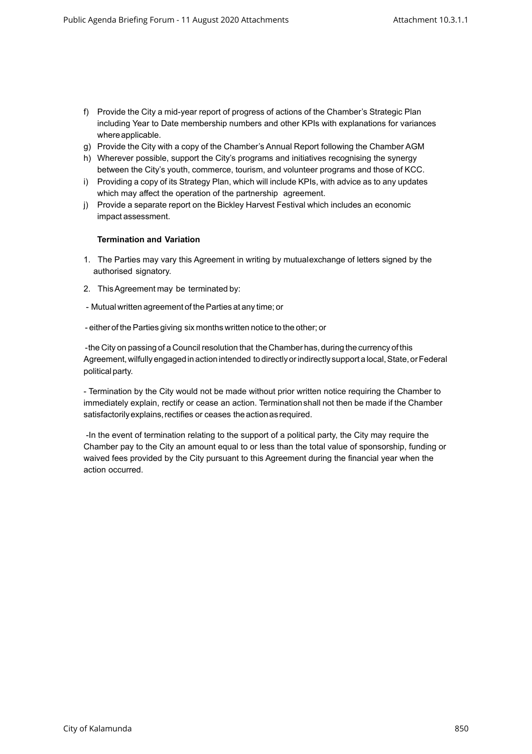f) Provide the City a mid-year report of progress of actions of the Chamber's Strategic Plan including Year to Date membership numbers and other KPIs with explanations for variances where applicable.
g) Provide the City with a copy of the Chamber's Annual Report following the Chamber AGM
h) Wherever possible, support the City's programs and initiatives recognising the synergy between the City's youth, commerce, tourism, and volunteer programs and those of KCC.
i) Providing a copy of its Strategy Plan, which will include KPIs, with advice as to any updates which may affect the operation of the partnership agreement.
j) Provide a separate report on the Bickley Harvest Festival which includes an economic impact assessment.

**Termination and Variation**

1. The Parties may vary this Agreement in writing by mutual exchange of letters signed by the authorised signatory.
2. This Agreement may be terminated by:

- Mutual written agreement of the Parties at any time; or

- either of the Parties giving six months written notice to the other; or

- the City on passing of a Council resolution that the Chamber has, during the currency of this Agreement, wilfully engaged in action intended to directly or indirectly support a local, State, or Federal political party.

- Termination by the City would not be made without prior written notice requiring the Chamber to immediately explain, rectify or cease an action. Termination shall not then be made if the Chamber satisfactorily explains, rectifies or ceases the action as required.

- In the event of termination relating to the support of a political party, the City may require the Chamber pay to the City an amount equal to or less than the total value of sponsorship, funding or waived fees provided by the City pursuant to this Agreement during the financial year when the action occurred.